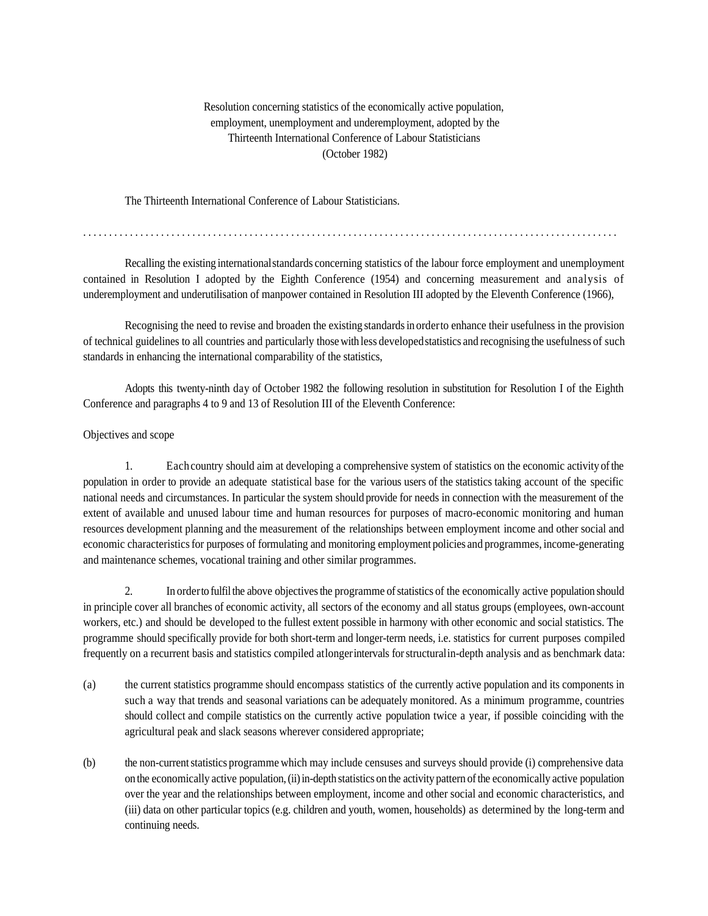Resolution concerning statistics of the economically active population, employment, unemployment and underemployment, adopted by the Thirteenth International Conference of Labour Statisticians (October 1982)

The Thirteenth International Conference of Labour Statisticians.

. . . . . . . . . . . . . . . . . . . . . . . . . . . . . . . . . . . . . . . . . . . . . . . . . . . . . . . . . . . . . . . . . . . . . . . . . . . . . . . . . . . . . . . . . . . . . .

Recalling the existing international standards concerning statistics of the labour force employment and unemployment contained in Resolution I adopted by the Eighth Conference (1954) and concerning measurement and analysis of underemployment and underutilisation of manpower contained in Resolution III adopted by the Eleventh Conference (1966),

Recognising the need to revise and broaden the existing standards in order to enhance their usefulness in the provision of technical guidelines to all countries and particularly those with less developed statistics and recognising the usefulness of such standards in enhancing the international comparability of the statistics,

Adopts this twenty-ninth day of October 1982 the following resolution in substitution for Resolution I of the Eighth Conference and paragraphs 4 to 9 and 13 of Resolution III of the Eleventh Conference:

Objectives and scope

1. Each country should aim at developing a comprehensive system of statistics on the economic activity of the population in order to provide an adequate statistical base for the various users of the statistics taking account of the specific national needs and circumstances. In particular the system should provide for needs in connection with the measurement of the extent of available and unused labour time and human resources for purposes of macro-economic monitoring and human resources development planning and the measurement of the relationships between employment income and other social and economic characteristics for purposes of formulating and monitoring employment policies and programmes, income-generating and maintenance schemes, vocational training and other similar programmes.

2. In order to fulfil the above objectives the programme of statistics of the economically active population should in principle cover all branches of economic activity, all sectors of the economy and all status groups (employees, own-account workers, etc.) and should be developed to the fullest extent possible in harmony with other economic and social statistics. The programme should specifically provide for both short-term and longer-term needs, i.e. statistics for current purposes compiled frequently on a recurrent basis and statistics compiled at longer intervals for structural in-depth analysis and as benchmark data:

(a) the current statistics programme should encompass statistics of the currently active population and its components in such a way that trends and seasonal variations can be adequately monitored. As a minimum programme, countries should collect and compile statistics on the currently active population twice a year, if possible coinciding with the agricultural peak and slack seasons wherever considered appropriate;

(b) the non-current statistics programme which may include censuses and surveys should provide (i) comprehensive data on the economically active population, (ii) in-depth statistics on the activity pattern of the economically active population over the year and the relationships between employment, income and other social and economic characteristics, and (iii) data on other particular topics (e.g. children and youth, women, households) as determined by the long-term and continuing needs.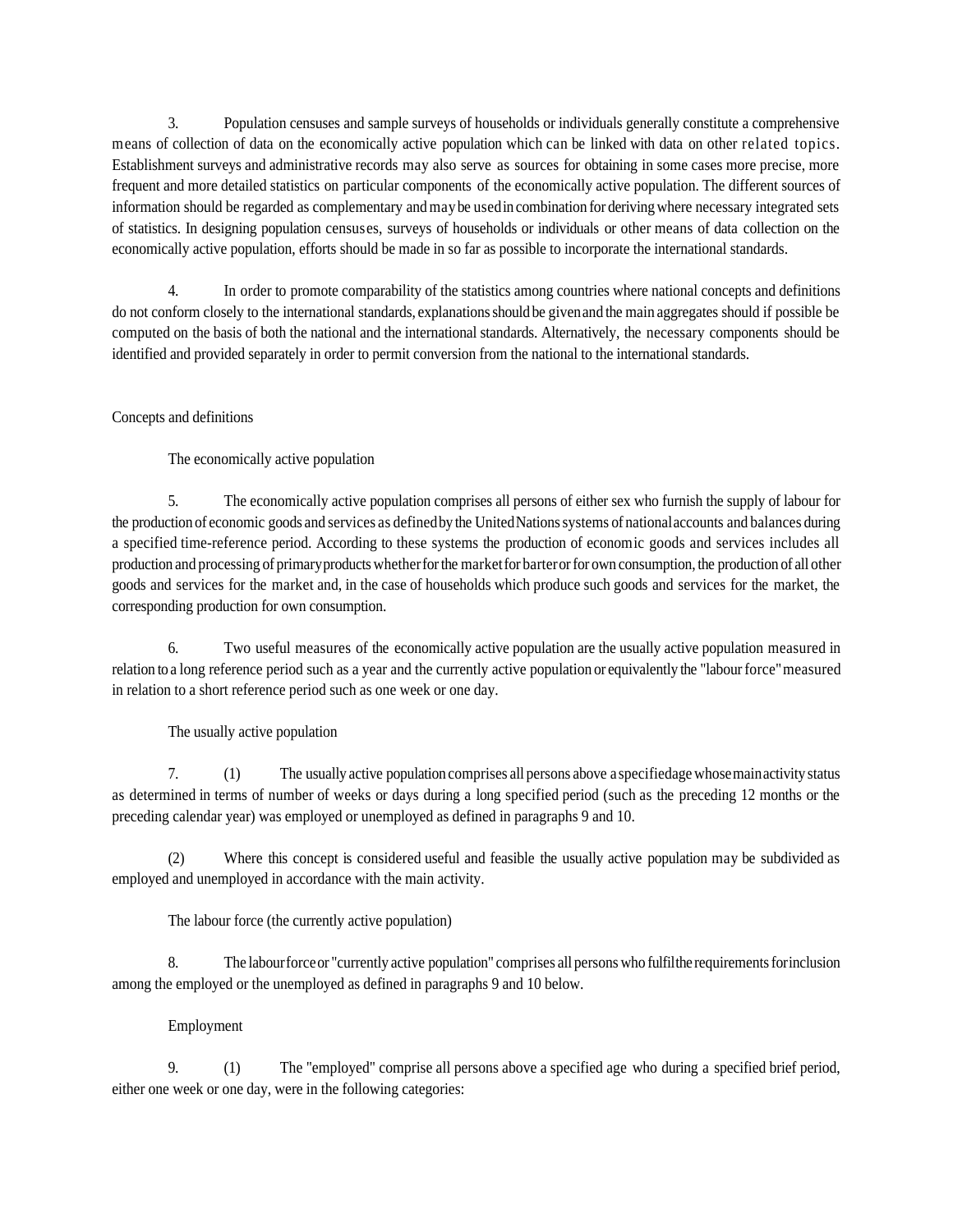3. Population censuses and sample surveys of households or individuals generally constitute a comprehensive means of collection of data on the economically active population which can be linked with data on other related topics. Establishment surveys and administrative records may also serve as sources for obtaining in some cases more precise, more frequent and more detailed statistics on particular components of the economically active population. The different sources of information should be regarded as complementary and may be used in combination for deriving where necessary integrated sets of statistics. In designing population censuses, surveys of households or individuals or other means of data collection on the economically active population, efforts should be made in so far as possible to incorporate the international standards.

4. In order to promote comparability of the statistics among countries where national concepts and definitions do not conform closely to the international standards, explanations should be given and the main aggregates should if possible be computed on the basis of both the national and the international standards. Alternatively, the necessary components should be identified and provided separately in order to permit conversion from the national to the international standards.

## Concepts and definitions

### The economically active population

5. The economically active population comprises all persons of either sex who furnish the supply of labour for the production of economic goods and services as defined by the United Nations systems of national accounts and balances during a specified time-reference period. According to these systems the production of economic goods and services includes all production and processing of primary products whether for the market for barter or for own consumption, the production of all other goods and services for the market and, in the case of households which produce such goods and services for the market, the corresponding production for own consumption.

6. Two useful measures of the economically active population are the usually active population measured in relation to a long reference period such as a year and the currently active population or equivalently the "labour force" measured in relation to a short reference period such as one week or one day.

### The usually active population

7. (1) The usually active population comprises all persons above a specified age whose main activity status as determined in terms of number of weeks or days during a long specified period (such as the preceding 12 months or the preceding calendar year) was employed or unemployed as defined in paragraphs 9 and 10.

(2) Where this concept is considered useful and feasible the usually active population may be subdivided as employed and unemployed in accordance with the main activity.

### The labour force (the currently active population)

8. The labour force or "currently active population" comprises all persons who fulfil the requirements for inclusion among the employed or the unemployed as defined in paragraphs 9 and 10 below.

### Employment

9. (1) The "employed" comprise all persons above a specified age who during a specified brief period, either one week or one day, were in the following categories: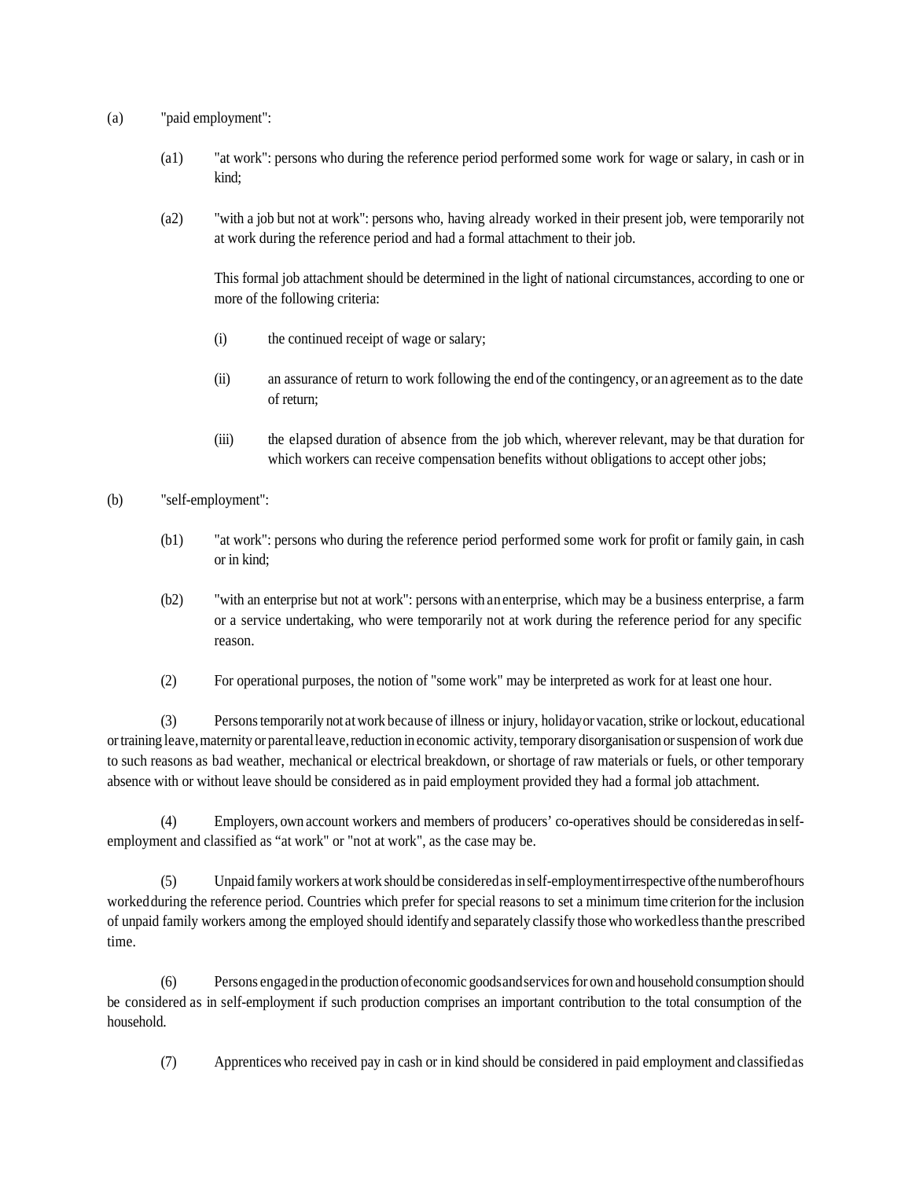(a) "paid employment":

(a1) "at work": persons who during the reference period performed some work for wage or salary, in cash or in kind;

(a2) "with a job but not at work": persons who, having already worked in their present job, were temporarily not at work during the reference period and had a formal attachment to their job.

This formal job attachment should be determined in the light of national circumstances, according to one or more of the following criteria:

(i) the continued receipt of wage or salary;

(ii) an assurance of return to work following the end of the contingency, or an agreement as to the date of return;

(iii) the elapsed duration of absence from the job which, wherever relevant, may be that duration for which workers can receive compensation benefits without obligations to accept other jobs;

(b) "self-employment":

(b1) "at work": persons who during the reference period performed some work for profit or family gain, in cash or in kind;

(b2) "with an enterprise but not at work": persons with an enterprise, which may be a business enterprise, a farm or a service undertaking, who were temporarily not at work during the reference period for any specific reason.

(2) For operational purposes, the notion of "some work" may be interpreted as work for at least one hour.

(3) Persons temporarily not at work because of illness or injury, holiday or vacation, strike or lockout, educational or training leave, maternity or parental leave, reduction in economic activity, temporary disorganisation or suspension of work due to such reasons as bad weather, mechanical or electrical breakdown, or shortage of raw materials or fuels, or other temporary absence with or without leave should be considered as in paid employment provided they had a formal job attachment.

(4) Employers, own account workers and members of producers' co-operatives should be considered as in self-employment and classified as "at work" or "not at work", as the case may be.

(5) Unpaid family workers at work should be considered as in self-employment irrespective of the number of hours worked during the reference period. Countries which prefer for special reasons to set a minimum time criterion for the inclusion of unpaid family workers among the employed should identify and separately classify those who worked less than the prescribed time.

(6) Persons engaged in the production of economic goods and services for own and household consumption should be considered as in self-employment if such production comprises an important contribution to the total consumption of the household.

(7) Apprentices who received pay in cash or in kind should be considered in paid employment and classified as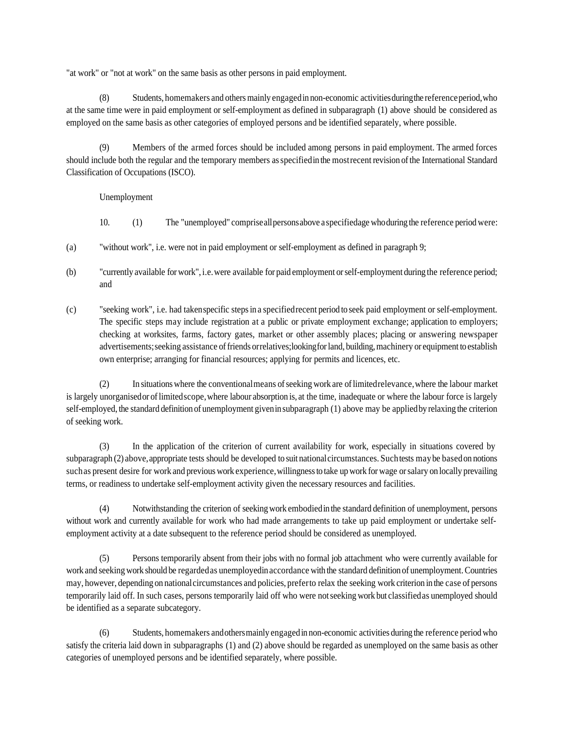"at work" or "not at work" on the same basis as other persons in paid employment.

(8) Students, homemakers and others mainly engaged in non-economic activities during the reference period, who at the same time were in paid employment or self-employment as defined in subparagraph (1) above should be considered as employed on the same basis as other categories of employed persons and be identified separately, where possible.

(9) Members of the armed forces should be included among persons in paid employment. The armed forces should include both the regular and the temporary members as specified in the most recent revision of the International Standard Classification of Occupations (ISCO).

Unemployment

10. (1) The "unemployed" comprise all persons above a specified age who during the reference period were:

(a) "without work", i.e. were not in paid employment or self-employment as defined in paragraph 9;

(b) "currently available for work", i.e. were available for paid employment or self-employment during the reference period; and

(c) "seeking work", i.e. had taken specific steps in a specified recent period to seek paid employment or self-employment. The specific steps may include registration at a public or private employment exchange; application to employers; checking at worksites, farms, factory gates, market or other assembly places; placing or answering newspaper advertisements; seeking assistance of friends or relatives; looking for land, building, machinery or equipment to establish own enterprise; arranging for financial resources; applying for permits and licences, etc.

(2) In situations where the conventional means of seeking work are of limited relevance, where the labour market is largely unorganised or of limited scope, where labour absorption is, at the time, inadequate or where the labour force is largely self-employed, the standard definition of unemployment given in subparagraph (1) above may be applied by relaxing the criterion of seeking work.

(3) In the application of the criterion of current availability for work, especially in situations covered by subparagraph (2) above, appropriate tests should be developed to suit national circumstances. Such tests may be based on notions such as present desire for work and previous work experience, willingness to take up work for wage or salary on locally prevailing terms, or readiness to undertake self-employment activity given the necessary resources and facilities.

(4) Notwithstanding the criterion of seeking work embodied in the standard definition of unemployment, persons without work and currently available for work who had made arrangements to take up paid employment or undertake self-employment activity at a date subsequent to the reference period should be considered as unemployed.

(5) Persons temporarily absent from their jobs with no formal job attachment who were currently available for work and seeking work should be regarded as unemployed in accordance with the standard definition of unemployment. Countries may, however, depending on national circumstances and policies, prefer to relax the seeking work criterion in the case of persons temporarily laid off. In such cases, persons temporarily laid off who were not seeking work but classified as unemployed should be identified as a separate subcategory.

(6) Students, homemakers and others mainly engaged in non-economic activities during the reference period who satisfy the criteria laid down in subparagraphs (1) and (2) above should be regarded as unemployed on the same basis as other categories of unemployed persons and be identified separately, where possible.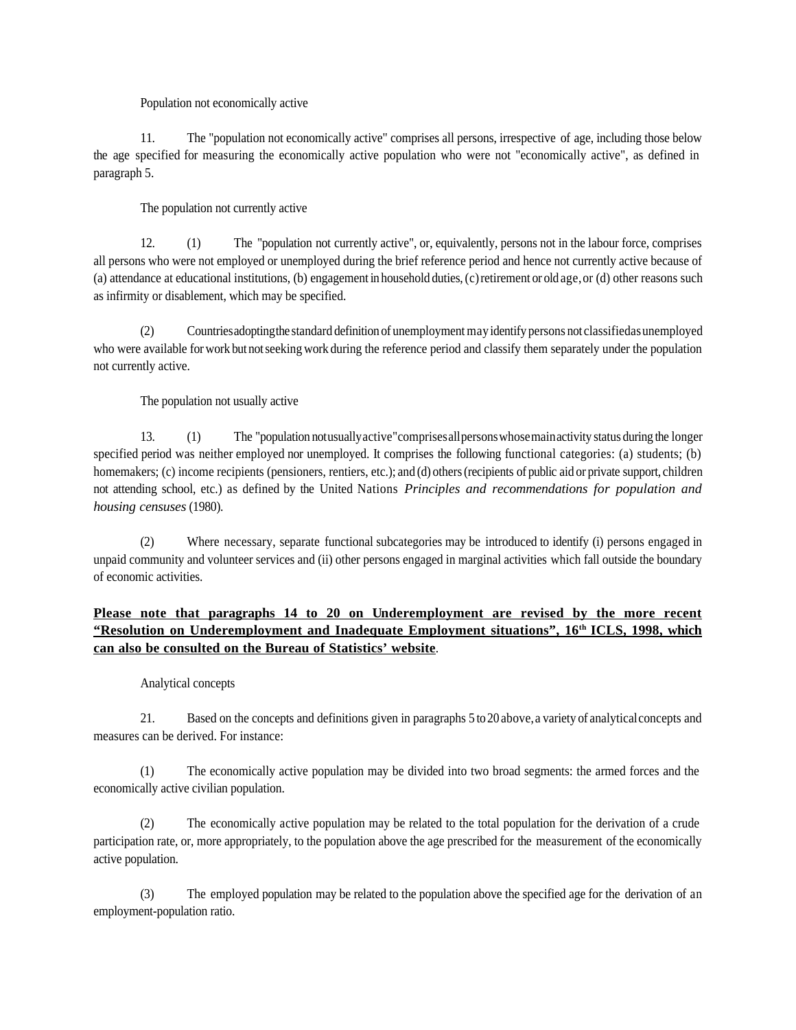Population not economically active

11. The "population not economically active" comprises all persons, irrespective of age, including those below the age specified for measuring the economically active population who were not "economically active", as defined in paragraph 5.

The population not currently active

12. (1) The "population not currently active", or, equivalently, persons not in the labour force, comprises all persons who were not employed or unemployed during the brief reference period and hence not currently active because of (a) attendance at educational institutions, (b) engagement in household duties, (c) retirement or old age, or (d) other reasons such as infirmity or disablement, which may be specified.

(2) Countries adopting the standard definition of unemployment may identify persons not classified as unemployed who were available for work but not seeking work during the reference period and classify them separately under the population not currently active.

The population not usually active

13. (1) The "population not usually active" comprises all persons whose main activity status during the longer specified period was neither employed nor unemployed. It comprises the following functional categories: (a) students; (b) homemakers; (c) income recipients (pensioners, rentiers, etc.); and (d) others (recipients of public aid or private support, children not attending school, etc.) as defined by the United Nations *Principles and recommendations for population and housing censuses* (1980).

(2) Where necessary, separate functional subcategories may be introduced to identify (i) persons engaged in unpaid community and volunteer services and (ii) other persons engaged in marginal activities which fall outside the boundary of economic activities.

**Please note that paragraphs 14 to 20 on Underemployment are revised by the more recent "Resolution on Underemployment and Inadequate Employment situations", 16th ICLS, 1998, which can also be consulted on the Bureau of Statistics' website**.

Analytical concepts

21. Based on the concepts and definitions given in paragraphs 5 to 20 above, a variety of analytical concepts and measures can be derived. For instance:

(1) The economically active population may be divided into two broad segments: the armed forces and the economically active civilian population.

(2) The economically active population may be related to the total population for the derivation of a crude participation rate, or, more appropriately, to the population above the age prescribed for the measurement of the economically active population.

(3) The employed population may be related to the population above the specified age for the derivation of an employment-population ratio.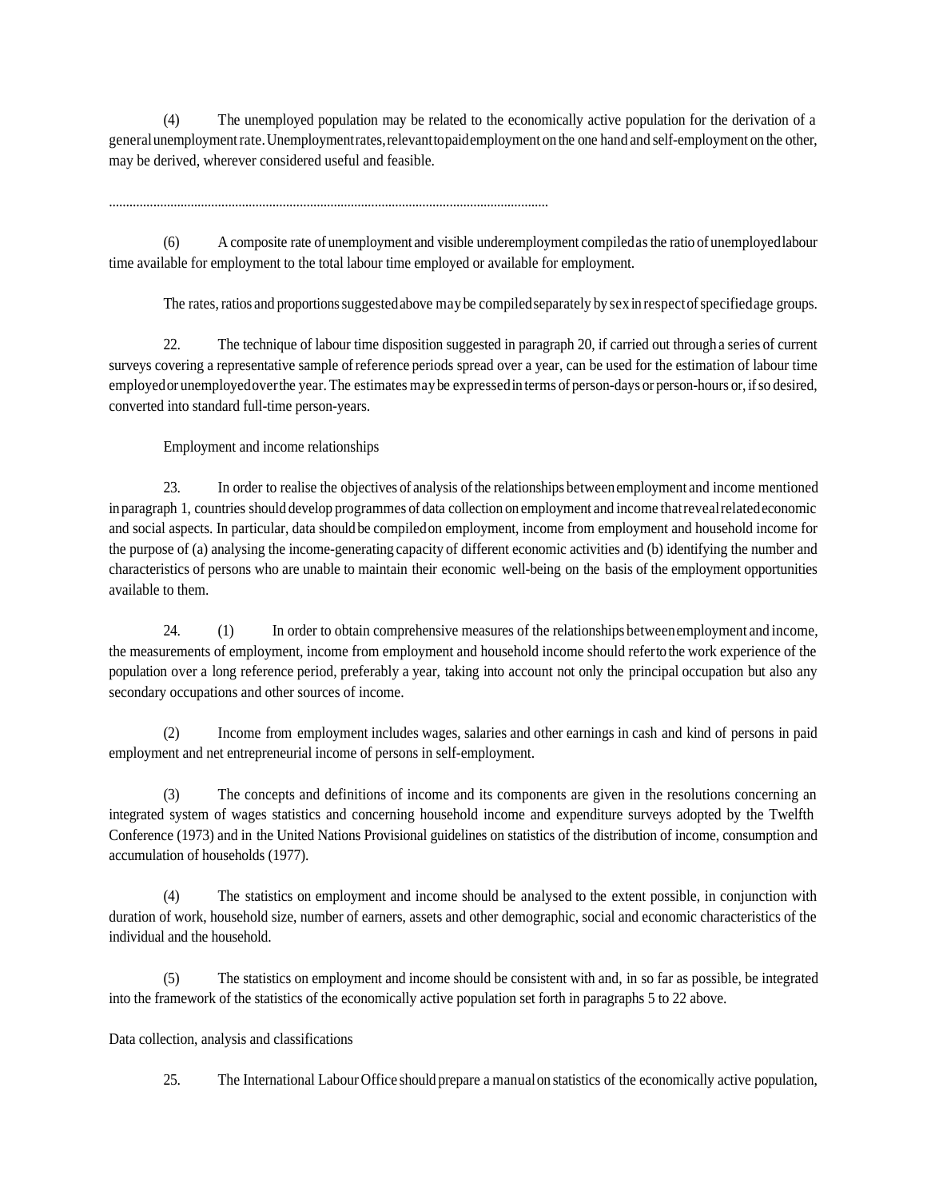(4) The unemployed population may be related to the economically active population for the derivation of a general unemployment rate. Unemployment rates, relevant to paid employment on the one hand and self-employment on the other, may be derived, wherever considered useful and feasible.

.................................................................................................................................

(6) A composite rate of unemployment and visible underemployment compiled as the ratio of unemployed labour time available for employment to the total labour time employed or available for employment.

The rates, ratios and proportions suggested above may be compiled separately by sex in respect of specified age groups.

22. The technique of labour time disposition suggested in paragraph 20, if carried out through a series of current surveys covering a representative sample of reference periods spread over a year, can be used for the estimation of labour time employed or unemployed over the year. The estimates may be expressed in terms of person-days or person-hours or, if so desired, converted into standard full-time person-years.

Employment and income relationships

23. In order to realise the objectives of analysis of the relationships between employment and income mentioned in paragraph 1, countries should develop programmes of data collection on employment and income that reveal related economic and social aspects. In particular, data should be compiled on employment, income from employment and household income for the purpose of (a) analysing the income-generating capacity of different economic activities and (b) identifying the number and characteristics of persons who are unable to maintain their economic well-being on the basis of the employment opportunities available to them.

24. (1) In order to obtain comprehensive measures of the relationships between employment and income, the measurements of employment, income from employment and household income should refer to the work experience of the population over a long reference period, preferably a year, taking into account not only the principal occupation but also any secondary occupations and other sources of income.

(2) Income from employment includes wages, salaries and other earnings in cash and kind of persons in paid employment and net entrepreneurial income of persons in self-employment.

(3) The concepts and definitions of income and its components are given in the resolutions concerning an integrated system of wages statistics and concerning household income and expenditure surveys adopted by the Twelfth Conference (1973) and in the United Nations Provisional guidelines on statistics of the distribution of income, consumption and accumulation of households (1977).

(4) The statistics on employment and income should be analysed to the extent possible, in conjunction with duration of work, household size, number of earners, assets and other demographic, social and economic characteristics of the individual and the household.

(5) The statistics on employment and income should be consistent with and, in so far as possible, be integrated into the framework of the statistics of the economically active population set forth in paragraphs 5 to 22 above.

Data collection, analysis and classifications

25. The International Labour Office should prepare a manual on statistics of the economically active population,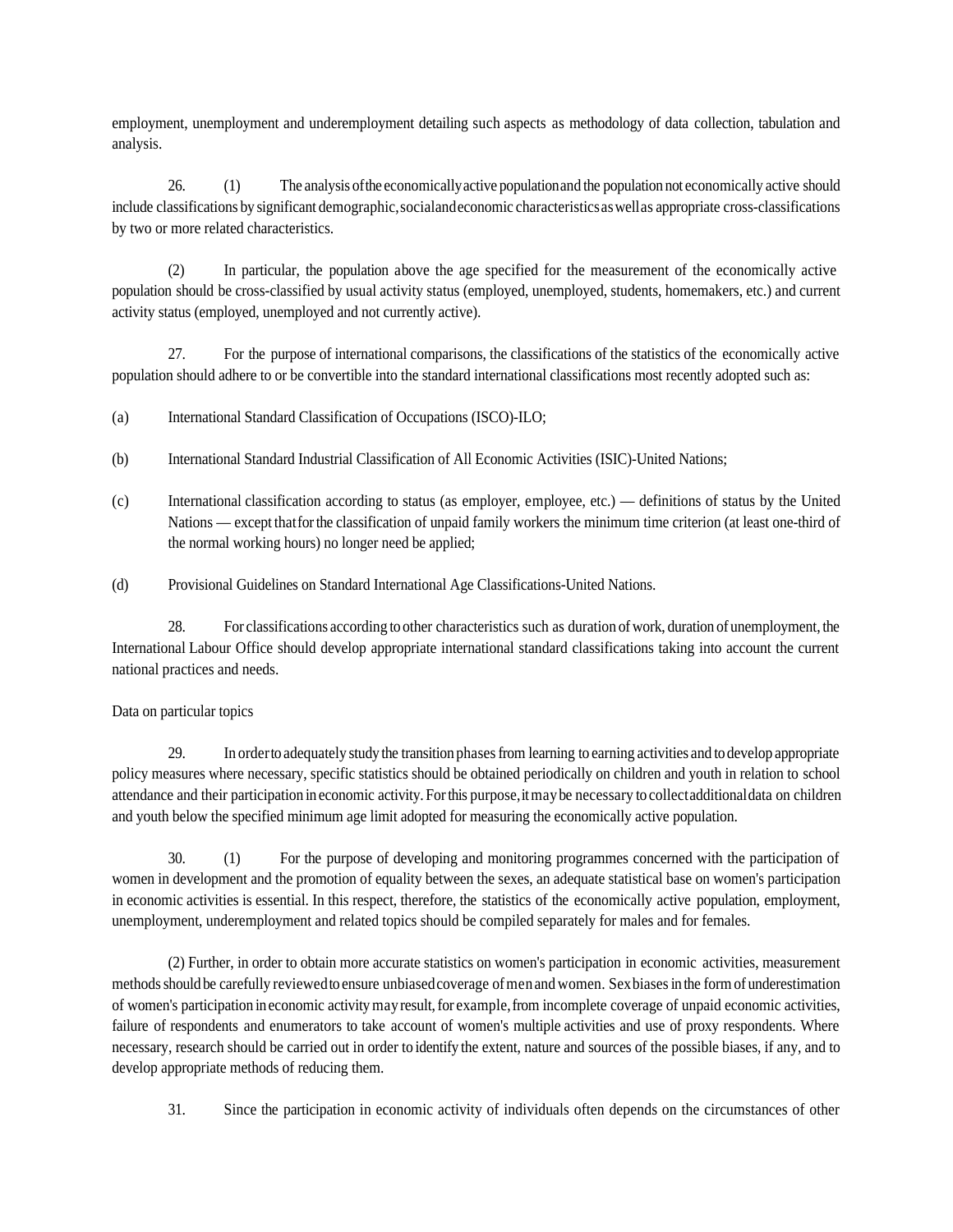employment, unemployment and underemployment detailing such aspects as methodology of data collection, tabulation and analysis.

26. (1) The analysis of the economically active population and the population not economically active should include classifications by significant demographic, social and economic characteristics as well as appropriate cross-classifications by two or more related characteristics.

(2) In particular, the population above the age specified for the measurement of the economically active population should be cross-classified by usual activity status (employed, unemployed, students, homemakers, etc.) and current activity status (employed, unemployed and not currently active).

27. For the purpose of international comparisons, the classifications of the statistics of the economically active population should adhere to or be convertible into the standard international classifications most recently adopted such as:

(a) International Standard Classification of Occupations (ISCO)-ILO;

(b) International Standard Industrial Classification of All Economic Activities (ISIC)-United Nations;

(c) International classification according to status (as employer, employee, etc.) — definitions of status by the United Nations — except that for the classification of unpaid family workers the minimum time criterion (at least one-third of the normal working hours) no longer need be applied;

(d) Provisional Guidelines on Standard International Age Classifications-United Nations.

28. For classifications according to other characteristics such as duration of work, duration of unemployment, the International Labour Office should develop appropriate international standard classifications taking into account the current national practices and needs.

Data on particular topics

29. In order to adequately study the transition phases from learning to earning activities and to develop appropriate policy measures where necessary, specific statistics should be obtained periodically on children and youth in relation to school attendance and their participation in economic activity. For this purpose, it may be necessary to collect additional data on children and youth below the specified minimum age limit adopted for measuring the economically active population.

30. (1) For the purpose of developing and monitoring programmes concerned with the participation of women in development and the promotion of equality between the sexes, an adequate statistical base on women's participation in economic activities is essential. In this respect, therefore, the statistics of the economically active population, employment, unemployment, underemployment and related topics should be compiled separately for males and for females.

(2) Further, in order to obtain more accurate statistics on women's participation in economic activities, measurement methods should be carefully reviewed to ensure unbiased coverage of men and women. Sex biases in the form of underestimation of women's participation in economic activity may result, for example, from incomplete coverage of unpaid economic activities, failure of respondents and enumerators to take account of women's multiple activities and use of proxy respondents. Where necessary, research should be carried out in order to identify the extent, nature and sources of the possible biases, if any, and to develop appropriate methods of reducing them.

31. Since the participation in economic activity of individuals often depends on the circumstances of other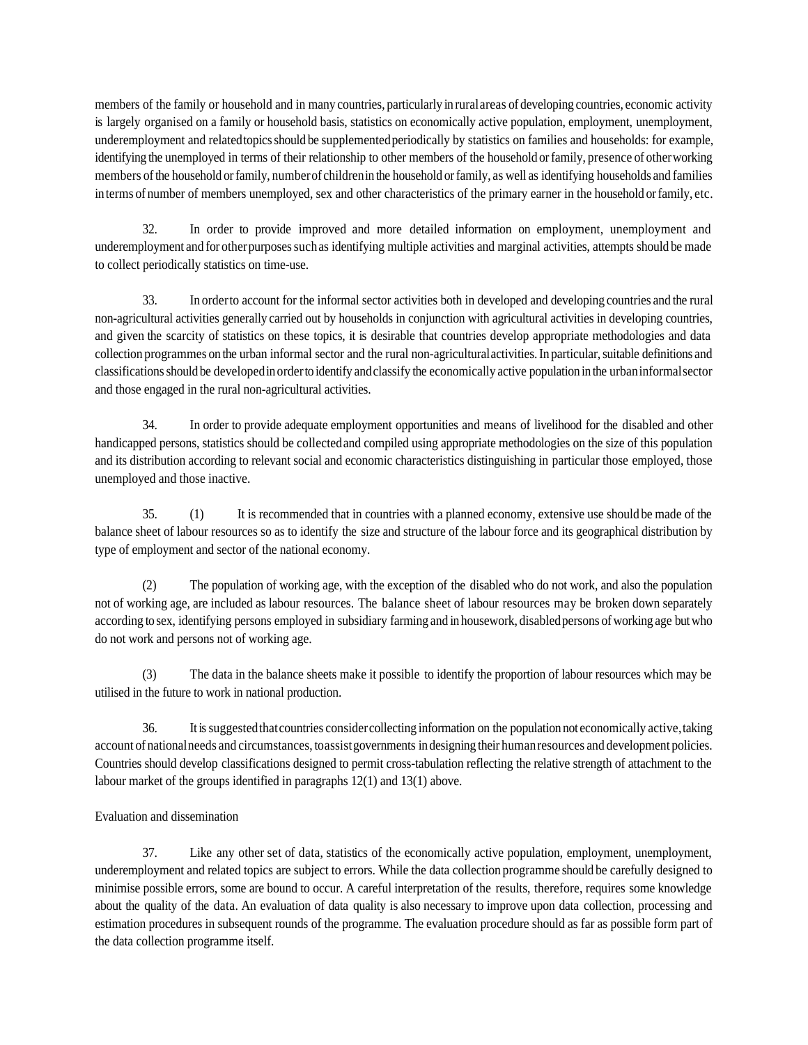members of the family or household and in many countries, particularly in rural areas of developing countries, economic activity is largely organised on a family or household basis, statistics on economically active population, employment, unemployment, underemployment and related topics should be supplemented periodically by statistics on families and households: for example, identifying the unemployed in terms of their relationship to other members of the household or family, presence of other working members of the household or family, number of children in the household or family, as well as identifying households and families in terms of number of members unemployed, sex and other characteristics of the primary earner in the household or family, etc.

32. In order to provide improved and more detailed information on employment, unemployment and underemployment and for other purposes such as identifying multiple activities and marginal activities, attempts should be made to collect periodically statistics on time-use.

33. In order to account for the informal sector activities both in developed and developing countries and the rural non-agricultural activities generally carried out by households in conjunction with agricultural activities in developing countries, and given the scarcity of statistics on these topics, it is desirable that countries develop appropriate methodologies and data collection programmes on the urban informal sector and the rural non-agricultural activities. In particular, suitable definitions and classifications should be developed in order to identify and classify the economically active population in the urban informal sector and those engaged in the rural non-agricultural activities.

34. In order to provide adequate employment opportunities and means of livelihood for the disabled and other handicapped persons, statistics should be collected and compiled using appropriate methodologies on the size of this population and its distribution according to relevant social and economic characteristics distinguishing in particular those employed, those unemployed and those inactive.

35. (1) It is recommended that in countries with a planned economy, extensive use should be made of the balance sheet of labour resources so as to identify the size and structure of the labour force and its geographical distribution by type of employment and sector of the national economy.

(2) The population of working age, with the exception of the disabled who do not work, and also the population not of working age, are included as labour resources. The balance sheet of labour resources may be broken down separately according to sex, identifying persons employed in subsidiary farming and in housework, disabled persons of working age but who do not work and persons not of working age.

(3) The data in the balance sheets make it possible to identify the proportion of labour resources which may be utilised in the future to work in national production.

36. It is suggested that countries consider collecting information on the population not economically active, taking account of national needs and circumstances, to assist governments in designing their human resources and development policies. Countries should develop classifications designed to permit cross-tabulation reflecting the relative strength of attachment to the labour market of the groups identified in paragraphs 12(1) and 13(1) above.

Evaluation and dissemination

37. Like any other set of data, statistics of the economically active population, employment, unemployment, underemployment and related topics are subject to errors. While the data collection programme should be carefully designed to minimise possible errors, some are bound to occur. A careful interpretation of the results, therefore, requires some knowledge about the quality of the data. An evaluation of data quality is also necessary to improve upon data collection, processing and estimation procedures in subsequent rounds of the programme. The evaluation procedure should as far as possible form part of the data collection programme itself.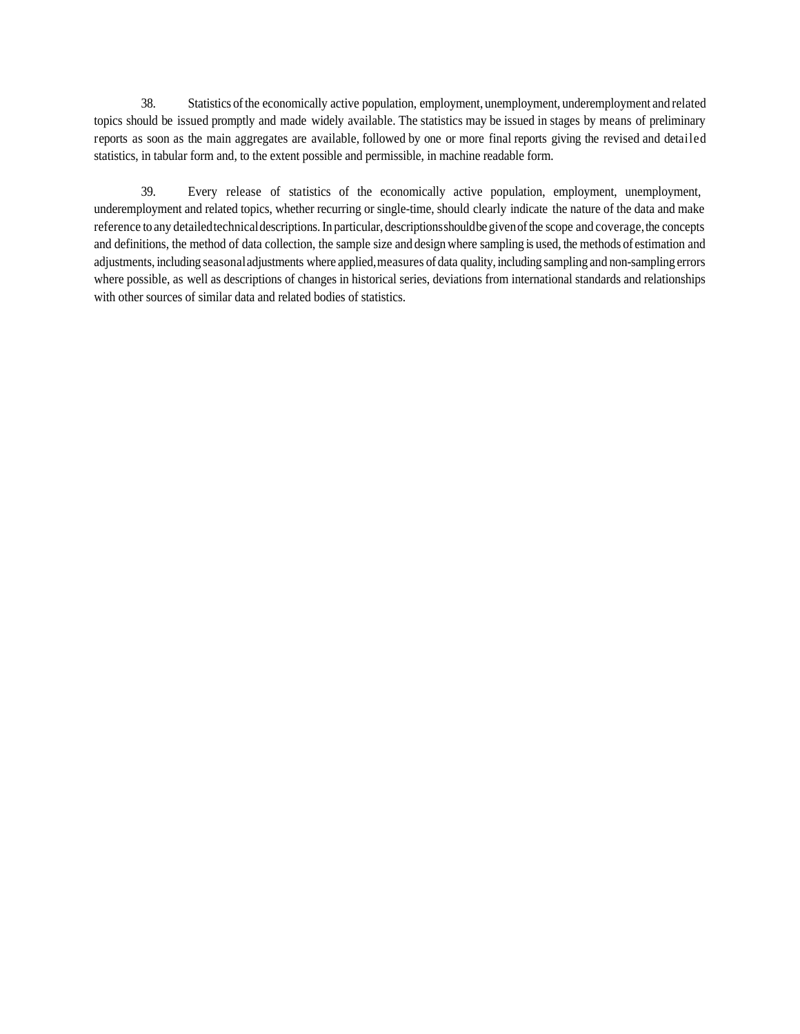38. Statistics of the economically active population, employment, unemployment, underemployment and related topics should be issued promptly and made widely available. The statistics may be issued in stages by means of preliminary reports as soon as the main aggregates are available, followed by one or more final reports giving the revised and detailed statistics, in tabular form and, to the extent possible and permissible, in machine readable form.

39. Every release of statistics of the economically active population, employment, unemployment, underemployment and related topics, whether recurring or single-time, should clearly indicate the nature of the data and make reference to any detailed technical descriptions. In particular, descriptions should be given of the scope and coverage, the concepts and definitions, the method of data collection, the sample size and design where sampling is used, the methods of estimation and adjustments, including seasonal adjustments where applied, measures of data quality, including sampling and non-sampling errors where possible, as well as descriptions of changes in historical series, deviations from international standards and relationships with other sources of similar data and related bodies of statistics.